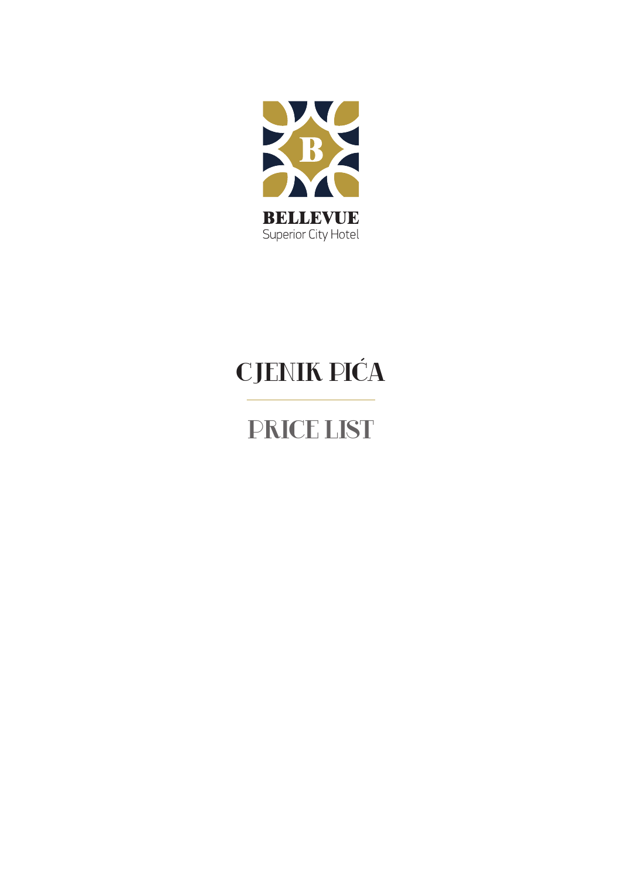**BELLEVUE**
Superior City Hotel

# CJENIK PIĆA

# PRICE LIST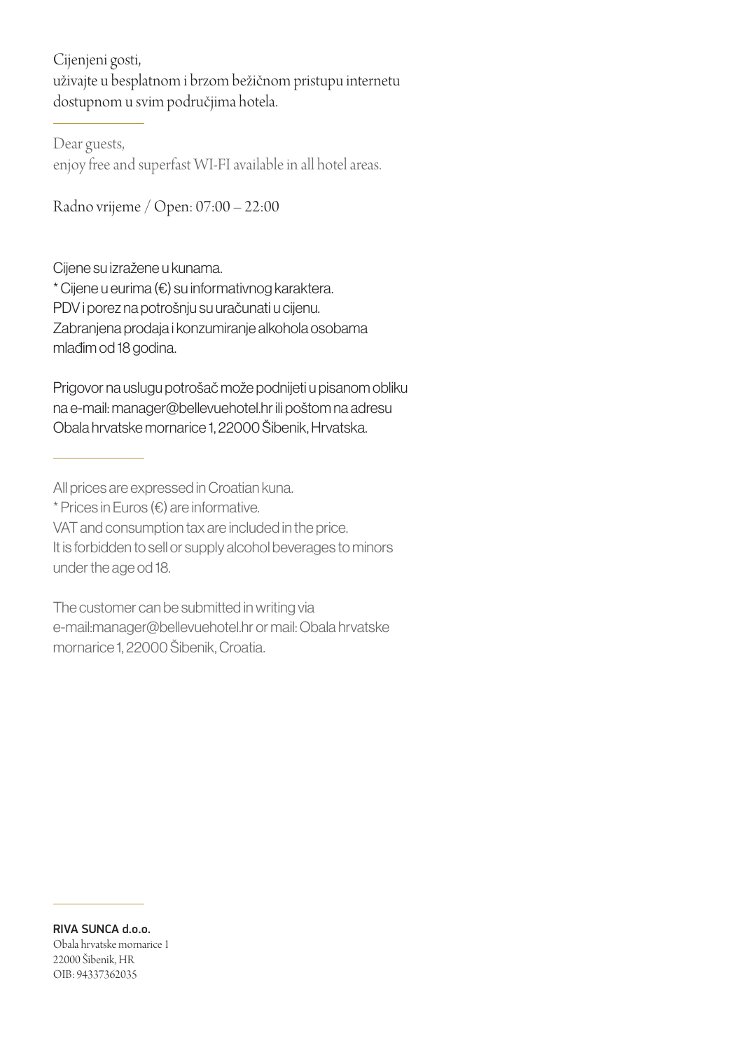Cijenjeni gosti,
uživajte u besplatnom i brzom bežičnom pristupu internetu dostupnom u svim područjima hotela.

---

Dear guests,
enjoy free and superfast WI-FI available in all hotel areas.

Radno vrijeme / Open: 07:00 – 22:00

Cijene su izražene u kunama.
* Cijene u eurima (€) su informativnog karaktera.
PDV i porez na potrošnju su uračunati u cijenu.
Zabranjena prodaja i konzumiranje alkohola osobama mlađim od 18 godina.

Prigovor na uslugu potrošač može podnijeti u pisanom obliku na e-mail: manager@bellevuehotel.hr ili poštom na adresu Obala hrvatske mornarice 1, 22000 Šibenik, Hrvatska.

---

All prices are expressed in Croatian kuna.
* Prices in Euros (€) are informative.
VAT and consumption tax are included in the price.
It is forbidden to sell or supply alcohol beverages to minors under the age od 18.

The customer can be submitted in writing via e-mail:manager@bellevuehotel.hr or mail: Obala hrvatske mornarice 1, 22000 Šibenik, Croatia.

---

**RIVA SUNCA d.o.o.**
Obala hrvatske mornarice 1
22000 Šibenik, HR
OIB: 94337362035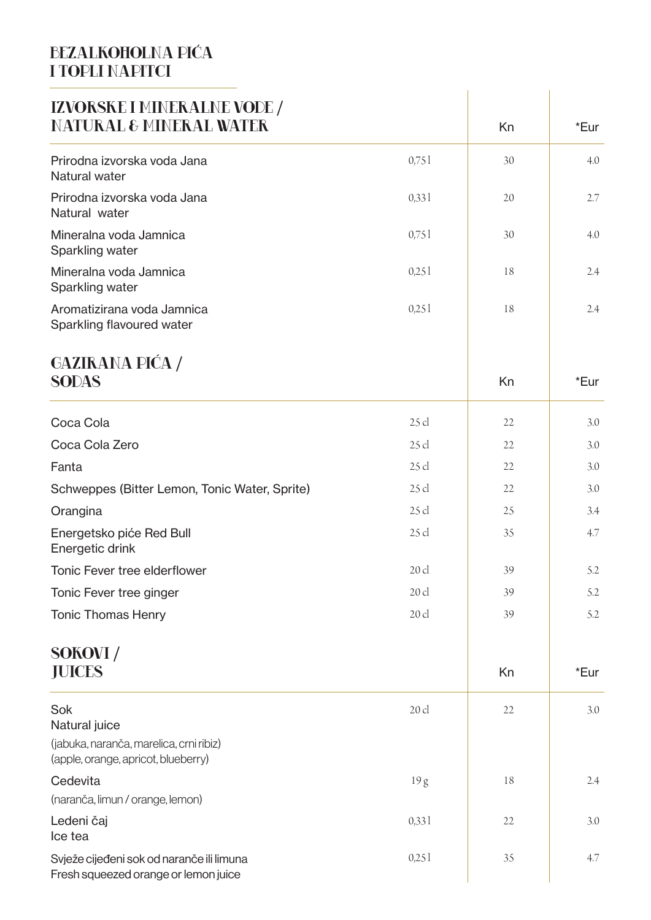# BEZALKOHOLNA PIĆA I TOPLI NAPITCI

## IZVORSKE I MINERALNE VODE / NATURAL & MINERAL WATER

| | | Kn | *Eur |
|---|---|---|---|
| Prirodna izvorska voda Jana<br>Natural water | 0,75 l | 30 | 4.0 |
| Prirodna izvorska voda Jana<br>Natural water | 0,33 l | 20 | 2.7 |
| Mineralna voda Jamnica<br>Sparkling water | 0,75 l | 30 | 4.0 |
| Mineralna voda Jamnica<br>Sparkling water | 0,25 l | 18 | 2.4 |
| Aromatizirana voda Jamnica<br>Sparkling flavoured water | 0,25 l | 18 | 2.4 |

## GAZIRANA PIĆA / SODAS

| | | Kn | *Eur |
|---|---|---|---|
| Coca Cola | 25 cl | 22 | 3.0 |
| Coca Cola Zero | 25 cl | 22 | 3.0 |
| Fanta | 25 cl | 22 | 3.0 |
| Schweppes (Bitter Lemon, Tonic Water, Sprite) | 25 cl | 22 | 3.0 |
| Orangina | 25 cl | 25 | 3.4 |
| Energetsko piće Red Bull<br>Energetic drink | 25 cl | 35 | 4.7 |
| Tonic Fever tree elderflower | 20 cl | 39 | 5.2 |
| Tonic Fever tree ginger | 20 cl | 39 | 5.2 |
| Tonic Thomas Henry | 20 cl | 39 | 5.2 |

## SOKOVI / JUICES

| | | Kn | *Eur |
|---|---|---|---|
| Sok<br>Natural juice<br>(jabuka, naranča, marelica, crni ribiz)<br>(apple, orange, apricot, blueberry) | 20 cl | 22 | 3.0 |
| Cedevita<br>(naranča, limun / orange, lemon) | 19 g | 18 | 2.4 |
| Ledeni čaj<br>Ice tea | 0,33 l | 22 | 3.0 |
| Svježe cijeđeni sok od naranče ili limuna<br>Fresh squeezed orange or lemon juice | 0,25 l | 35 | 4.7 |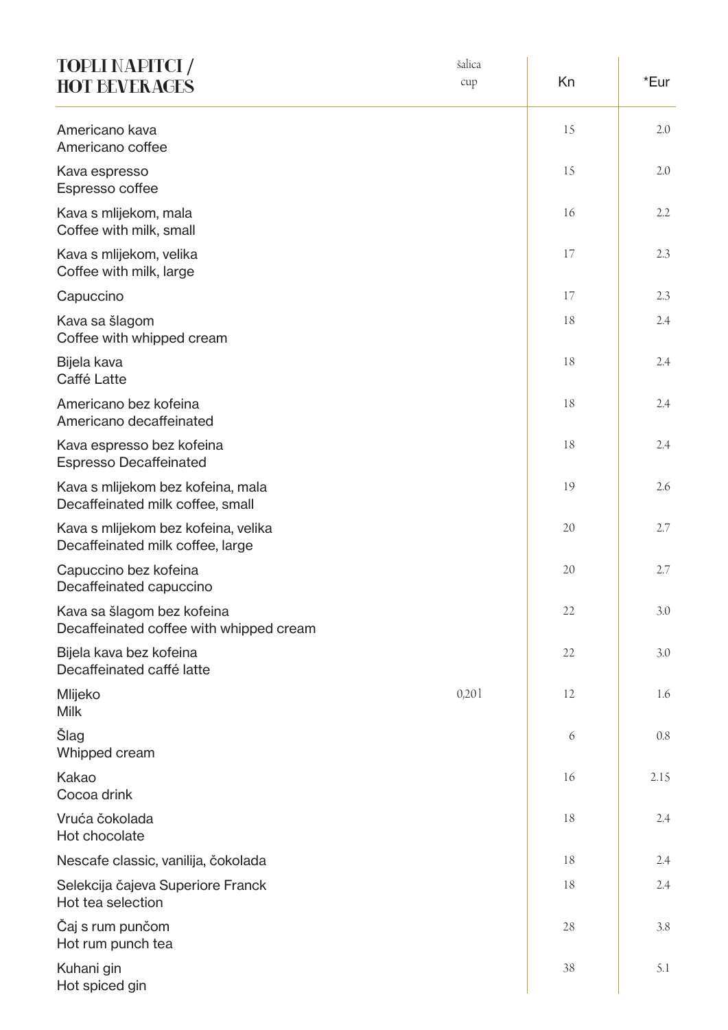| TOPLI NAPITCI / HOT BEVERAGES | šalica cup | Kn | *Eur |
|---|---|---|---|
| Americano kava<br>Americano coffee | | 15 | 2.0 |
| Kava espresso<br>Espresso coffee | | 15 | 2.0 |
| Kava s mlijekom, mala<br>Coffee with milk, small | | 16 | 2.2 |
| Kava s mlijekom, velika<br>Coffee with milk, large | | 17 | 2.3 |
| Capuccino | | 17 | 2.3 |
| Kava sa šlagom<br>Coffee with whipped cream | | 18 | 2.4 |
| Bijela kava<br>Caffé Latte | | 18 | 2.4 |
| Americano bez kofeina<br>Americano decaffeinated | | 18 | 2.4 |
| Kava espresso bez kofeina<br>Espresso Decaffeinated | | 18 | 2.4 |
| Kava s mlijekom bez kofeina, mala<br>Decaffeinated milk coffee, small | | 19 | 2.6 |
| Kava s mlijekom bez kofeina, velika<br>Decaffeinated milk coffee, large | | 20 | 2.7 |
| Capuccino bez kofeina<br>Decaffeinated capuccino | | 20 | 2.7 |
| Kava sa šlagom bez kofeina<br>Decaffeinated coffee with whipped cream | | 22 | 3.0 |
| Bijela kava bez kofeina<br>Decaffeinated caffé latte | | 22 | 3.0 |
| Mlijeko<br>Milk | 0,20l | 12 | 1.6 |
| Šlag<br>Whipped cream | | 6 | 0.8 |
| Kakao<br>Cocoa drink | | 16 | 2.15 |
| Vruća čokolada<br>Hot chocolate | | 18 | 2.4 |
| Nescafe classic, vanilija, čokolada | | 18 | 2.4 |
| Selekcija čajeva Superiore Franck<br>Hot tea selection | | 18 | 2.4 |
| Čaj s rum punčom<br>Hot rum punch tea | | 28 | 3.8 |
| Kuhani gin<br>Hot spiced gin | | 38 | 5.1 |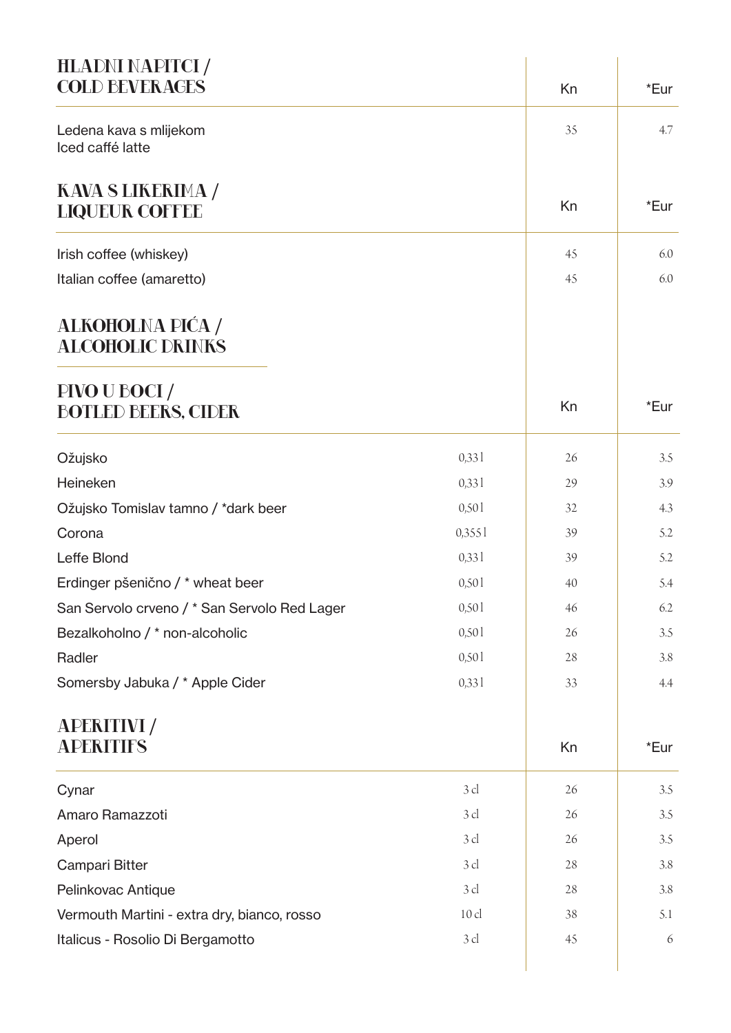## HLADNI NAPITCI / COLD BEVERAGES

| | Kn | *Eur |
|---|---|---|
| Ledena kava s mlijekom<br>Iced caffé latte | 35 | 4.7 |

## KAVA S LIKERIMA / LIQUEUR COFFEE

| | Kn | *Eur |
|---|---|---|
| Irish coffee (whiskey) | 45 | 6.0 |
| Italian coffee (amaretto) | 45 | 6.0 |

## ALKOHOLNA PIĆA / ALCOHOLIC DRINKS

### PIVO U BOCI / BOTLED BEERS, CIDER

| | | Kn | *Eur |
|---|---|---|---|
| Ožujsko | 0,33 l | 26 | 3.5 |
| Heineken | 0,33 l | 29 | 3.9 |
| Ožujsko Tomislav tamno / *dark beer | 0,50 l | 32 | 4.3 |
| Corona | 0,355 l | 39 | 5.2 |
| Leffe Blond | 0,33 l | 39 | 5.2 |
| Erdinger pšenično / * wheat beer | 0,50 l | 40 | 5.4 |
| San Servolo crveno / * San Servolo Red Lager | 0,50 l | 46 | 6.2 |
| Bezalkoholno / * non-alcoholic | 0,50 l | 26 | 3.5 |
| Radler | 0,50 l | 28 | 3.8 |
| Somersby Jabuka / * Apple Cider | 0,33 l | 33 | 4.4 |

### APERITIVI / APERITIFS

| | | Kn | *Eur |
|---|---|---|---|
| Cynar | 3 cl | 26 | 3.5 |
| Amaro Ramazzoti | 3 cl | 26 | 3.5 |
| Aperol | 3 cl | 26 | 3.5 |
| Campari Bitter | 3 cl | 28 | 3.8 |
| Pelinkovac Antique | 3 cl | 28 | 3.8 |
| Vermouth Martini - extra dry, bianco, rosso | 10 cl | 38 | 5.1 |
| Italicus - Rosolio Di Bergamotto | 3 cl | 45 | 6 |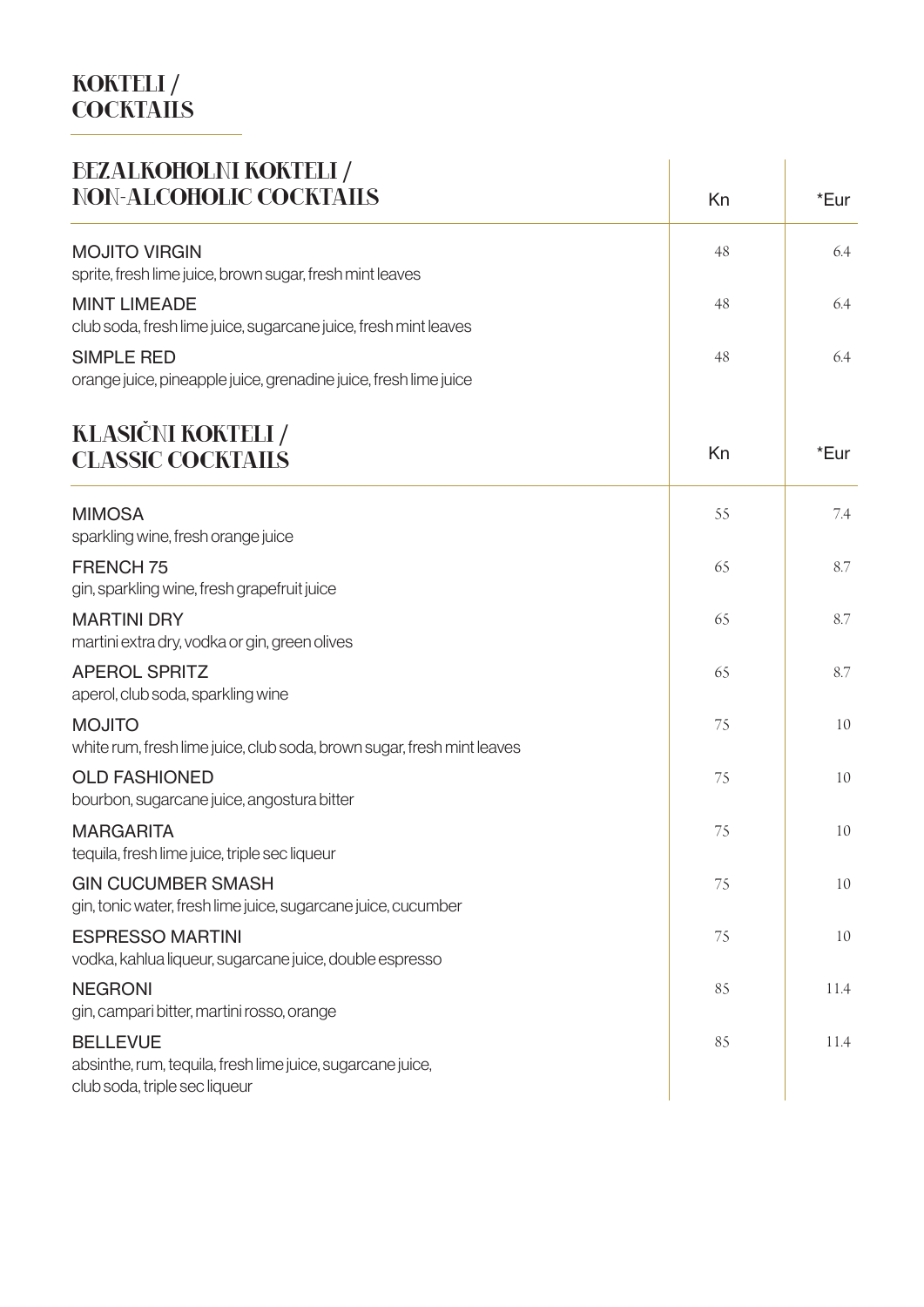# KOKTELI / COCKTAILS

| BEZALKOHOLNI KOKTELI / NON-ALCOHOLIC COCKTAILS | Kn | *Eur |
|---|---|---|
| **MOJITO VIRGIN**<br>sprite, fresh lime juice, brown sugar, fresh mint leaves | 48 | 6.4 |
| **MINT LIMEADE**<br>club soda, fresh lime juice, sugarcane juice, fresh mint leaves | 48 | 6.4 |
| **SIMPLE RED**<br>orange juice, pineapple juice, grenadine juice, fresh lime juice | 48 | 6.4 |

| KLASIČNI KOKTELI / CLASSIC COCKTAILS | Kn | *Eur |
|---|---|---|
| **MIMOSA**<br>sparkling wine, fresh orange juice | 55 | 7.4 |
| **FRENCH 75**<br>gin, sparkling wine, fresh grapefruit juice | 65 | 8.7 |
| **MARTINI DRY**<br>martini extra dry, vodka or gin, green olives | 65 | 8.7 |
| **APEROL SPRITZ**<br>aperol, club soda, sparkling wine | 65 | 8.7 |
| **MOJITO**<br>white rum, fresh lime juice, club soda, brown sugar, fresh mint leaves | 75 | 10 |
| **OLD FASHIONED**<br>bourbon, sugarcane juice, angostura bitter | 75 | 10 |
| **MARGARITA**<br>tequila, fresh lime juice, triple sec liqueur | 75 | 10 |
| **GIN CUCUMBER SMASH**<br>gin, tonic water, fresh lime juice, sugarcane juice, cucumber | 75 | 10 |
| **ESPRESSO MARTINI**<br>vodka, kahlua liqueur, sugarcane juice, double espresso | 75 | 10 |
| **NEGRONI**<br>gin, campari bitter, martini rosso, orange | 85 | 11.4 |
| **BELLEVUE**<br>absinthe, rum, tequila, fresh lime juice, sugarcane juice, club soda, triple sec liqueur | 85 | 11.4 |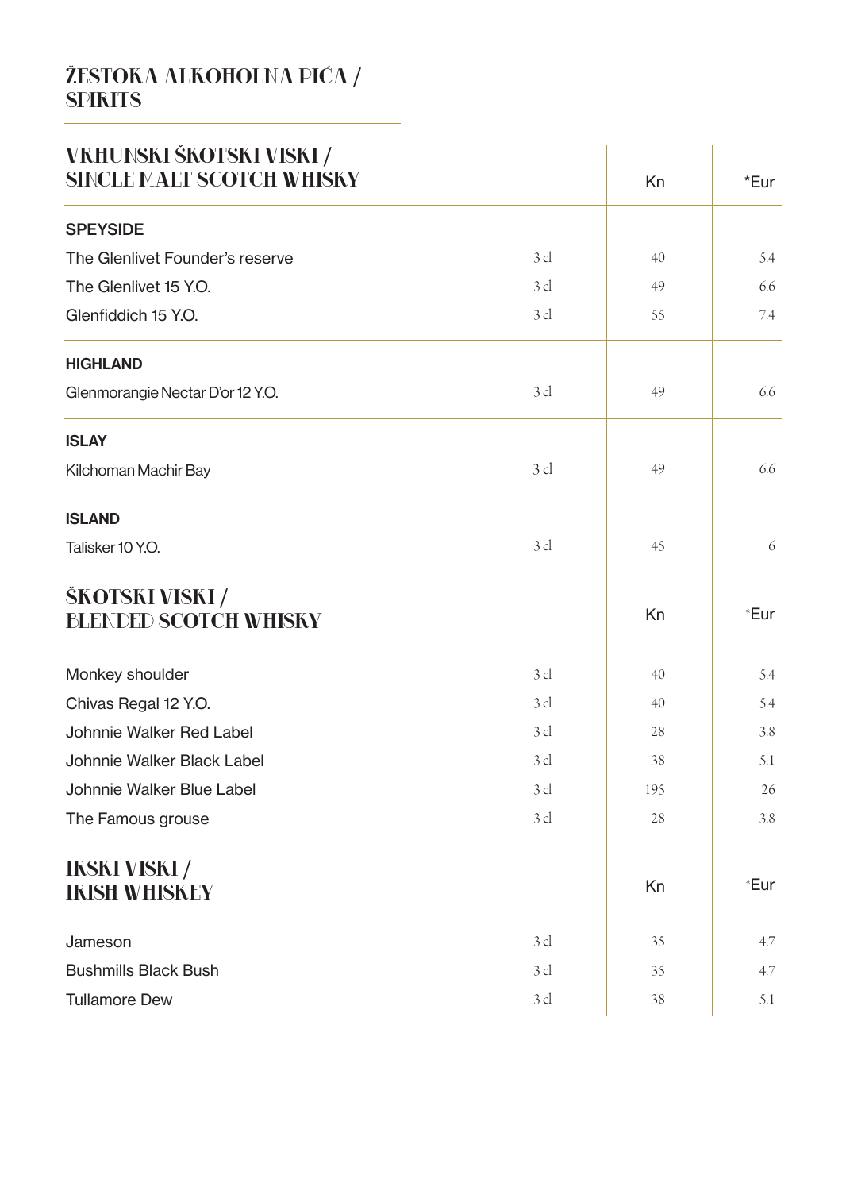# ŽESTOKA ALKOHOLNA PIĆA / SPIRITS

## VRHUNSKI ŠKOTSKI VISKI / SINGLE MALT SCOTCH WHISKY

| | | Kn | *Eur |
|---|---|---|---|
| **SPEYSIDE** | | | |
| The Glenlivet Founder's reserve | 3 cl | 40 | 5.4 |
| The Glenlivet 15 Y.O. | 3 cl | 49 | 6.6 |
| Glenfiddich 15 Y.O. | 3 cl | 55 | 7.4 |
| **HIGHLAND** | | | |
| Glenmorangie Nectar D'or 12 Y.O. | 3 cl | 49 | 6.6 |
| **ISLAY** | | | |
| Kilchoman Machir Bay | 3 cl | 49 | 6.6 |
| **ISLAND** | | | |
| Talisker 10 Y.O. | 3 cl | 45 | 6 |

## ŠKOTSKI VISKI / BLENDED SCOTCH WHISKY

| | | Kn | *Eur |
|---|---|---|---|
| Monkey shoulder | 3 cl | 40 | 5.4 |
| Chivas Regal 12 Y.O. | 3 cl | 40 | 5.4 |
| Johnnie Walker Red Label | 3 cl | 28 | 3.8 |
| Johnnie Walker Black Label | 3 cl | 38 | 5.1 |
| Johnnie Walker Blue Label | 3 cl | 195 | 26 |
| The Famous grouse | 3 cl | 28 | 3.8 |

## IRSKI VISKI / IRISH WHISKEY

| | | Kn | *Eur |
|---|---|---|---|
| Jameson | 3 cl | 35 | 4.7 |
| Bushmills Black Bush | 3 cl | 35 | 4.7 |
| Tullamore Dew | 3 cl | 38 | 5.1 |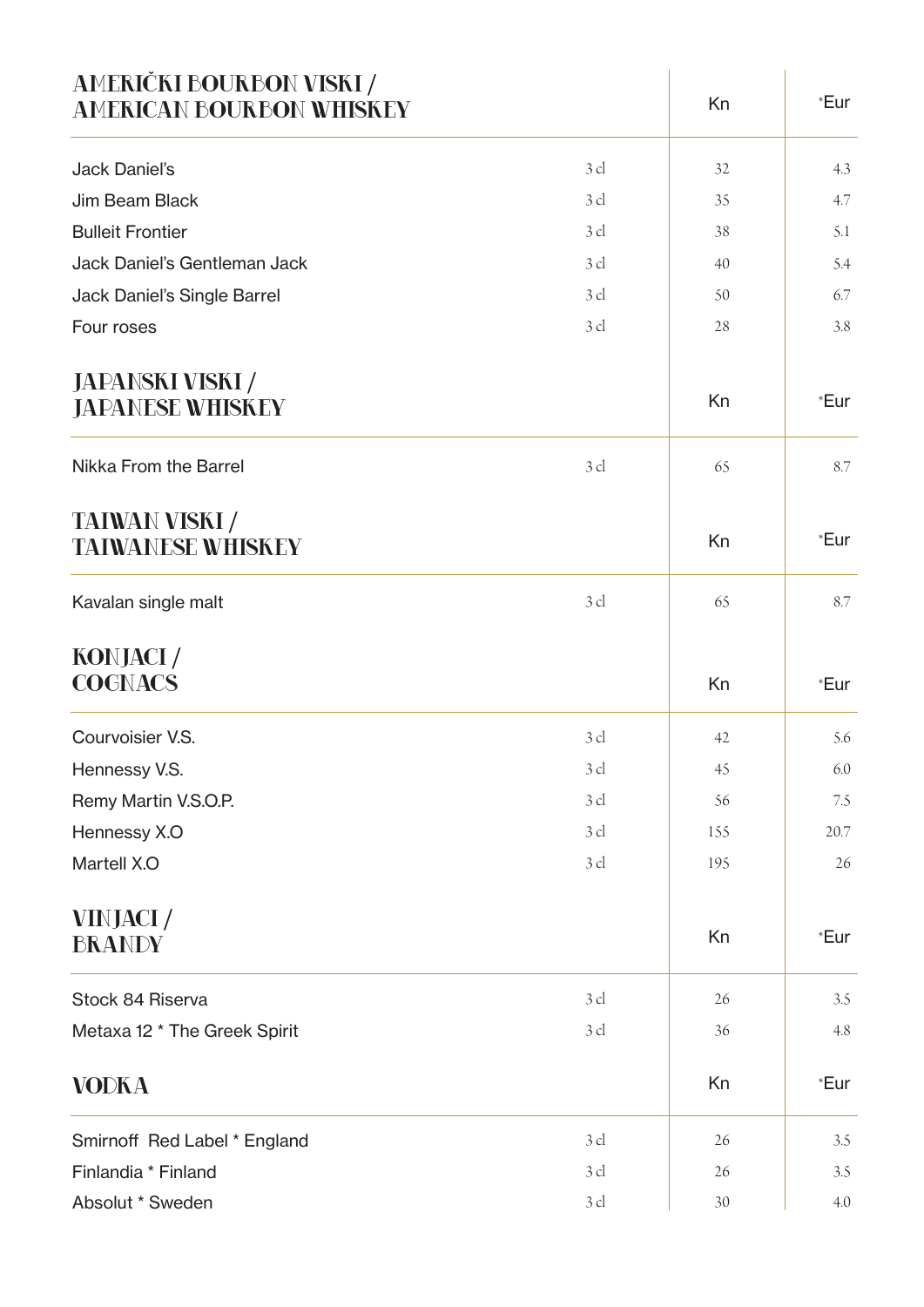## AMERIČKI BOURBON VISKI / AMERICAN BOURBON WHISKEY

| | | Kn | *Eur |
|---|---|---|---|
| Jack Daniel's | 3 cl | 32 | 4.3 |
| Jim Beam Black | 3 cl | 35 | 4.7 |
| Bulleit Frontier | 3 cl | 38 | 5.1 |
| Jack Daniel's Gentleman Jack | 3 cl | 40 | 5.4 |
| Jack Daniel's Single Barrel | 3 cl | 50 | 6.7 |
| Four roses | 3 cl | 28 | 3.8 |

## JAPANSKI VISKI / JAPANESE WHISKEY

| | | Kn | *Eur |
|---|---|---|---|
| Nikka From the Barrel | 3 cl | 65 | 8.7 |

## TAIWAN VISKI / TAIWANESE WHISKEY

| | | Kn | *Eur |
|---|---|---|---|
| Kavalan single malt | 3 cl | 65 | 8.7 |

## KONJACI / COGNACS

| | | Kn | *Eur |
|---|---|---|---|
| Courvoisier V.S. | 3 cl | 42 | 5.6 |
| Hennessy V.S. | 3 cl | 45 | 6.0 |
| Remy Martin V.S.O.P. | 3 cl | 56 | 7.5 |
| Hennessy X.O | 3 cl | 155 | 20.7 |
| Martell X.O | 3 cl | 195 | 26 |

## VINJACI / BRANDY

| | | Kn | *Eur |
|---|---|---|---|
| Stock 84 Riserva | 3 cl | 26 | 3.5 |
| Metaxa 12 * The Greek Spirit | 3 cl | 36 | 4.8 |

## VODKA

| | | Kn | *Eur |
|---|---|---|---|
| Smirnoff Red Label * England | 3 cl | 26 | 3.5 |
| Finlandia * Finland | 3 cl | 26 | 3.5 |
| Absolut * Sweden | 3 cl | 30 | 4.0 |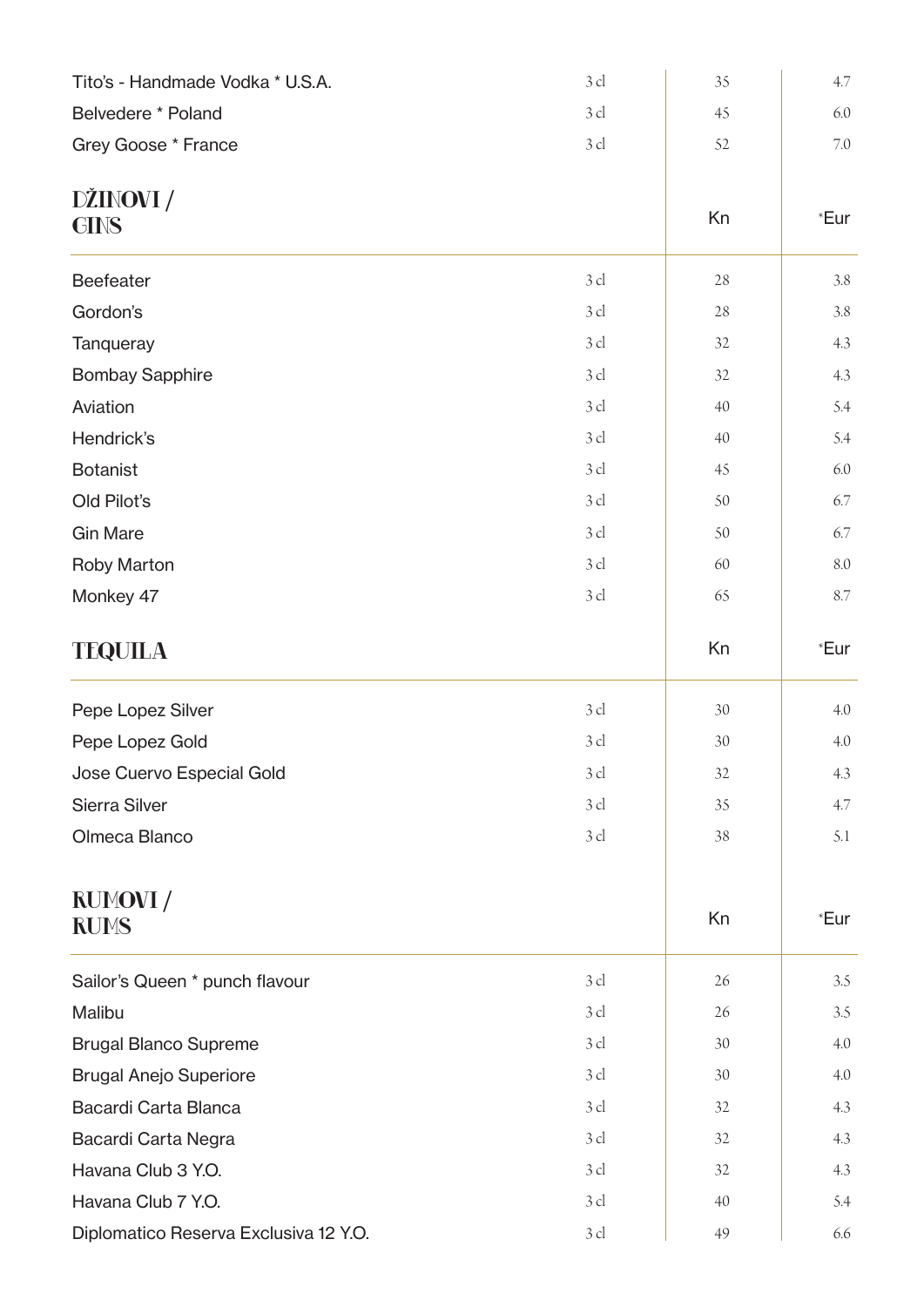| | | | |
|---|---|---|---|
| Tito's - Handmade Vodka * U.S.A. | 3 cl | 35 | 4.7 |
| Belvedere * Poland | 3 cl | 45 | 6.0 |
| Grey Goose * France | 3 cl | 52 | 7.0 |

## DŽINOVI / GINS

| | | Kn | *Eur |
|---|---|---|---|
| Beefeater | 3 cl | 28 | 3.8 |
| Gordon's | 3 cl | 28 | 3.8 |
| Tanqueray | 3 cl | 32 | 4.3 |
| Bombay Sapphire | 3 cl | 32 | 4.3 |
| Aviation | 3 cl | 40 | 5.4 |
| Hendrick's | 3 cl | 40 | 5.4 |
| Botanist | 3 cl | 45 | 6.0 |
| Old Pilot's | 3 cl | 50 | 6.7 |
| Gin Mare | 3 cl | 50 | 6.7 |
| Roby Marton | 3 cl | 60 | 8.0 |
| Monkey 47 | 3 cl | 65 | 8.7 |

## TEQUILA

| | | Kn | *Eur |
|---|---|---|---|
| Pepe Lopez Silver | 3 cl | 30 | 4.0 |
| Pepe Lopez Gold | 3 cl | 30 | 4.0 |
| Jose Cuervo Especial Gold | 3 cl | 32 | 4.3 |
| Sierra Silver | 3 cl | 35 | 4.7 |
| Olmeca Blanco | 3 cl | 38 | 5.1 |

## RUMOVI / RUMS

| | | Kn | *Eur |
|---|---|---|---|
| Sailor's Queen * punch flavour | 3 cl | 26 | 3.5 |
| Malibu | 3 cl | 26 | 3.5 |
| Brugal Blanco Supreme | 3 cl | 30 | 4.0 |
| Brugal Anejo Superiore | 3 cl | 30 | 4.0 |
| Bacardi Carta Blanca | 3 cl | 32 | 4.3 |
| Bacardi Carta Negra | 3 cl | 32 | 4.3 |
| Havana Club 3 Y.O. | 3 cl | 32 | 4.3 |
| Havana Club 7 Y.O. | 3 cl | 40 | 5.4 |
| Diplomatico Reserva Exclusiva 12 Y.O. | 3 cl | 49 | 6.6 |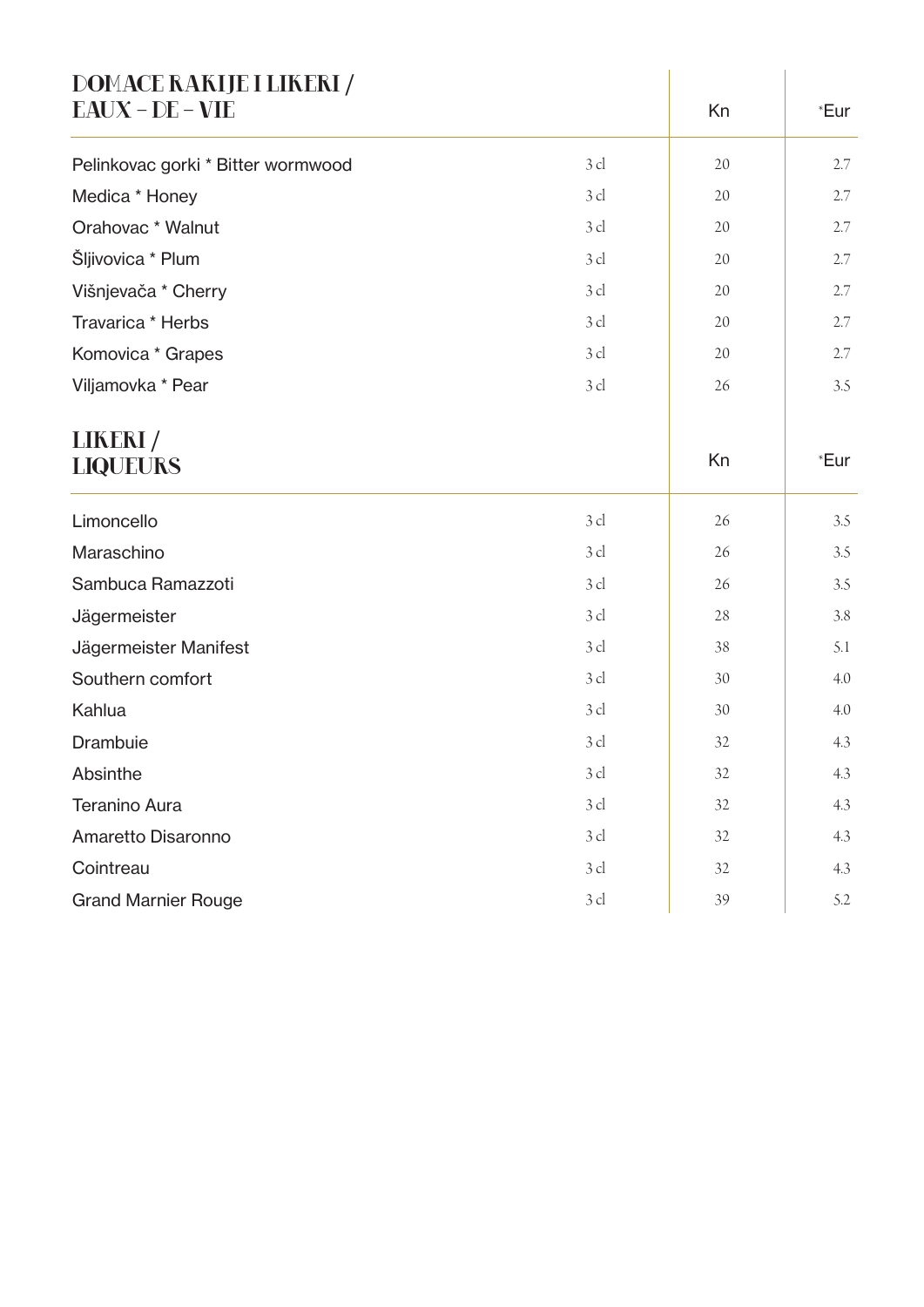## DOMACE RAKIJE I LIKERI / EAUX – DE – VIE

| | | Kn | *Eur |
|---|---|---|---|
| Pelinkovac gorki * Bitter wormwood | 3 cl | 20 | 2.7 |
| Medica * Honey | 3 cl | 20 | 2.7 |
| Orahovac * Walnut | 3 cl | 20 | 2.7 |
| Šljivovica * Plum | 3 cl | 20 | 2.7 |
| Višnjevača * Cherry | 3 cl | 20 | 2.7 |
| Travarica * Herbs | 3 cl | 20 | 2.7 |
| Komovica * Grapes | 3 cl | 20 | 2.7 |
| Viljamovka * Pear | 3 cl | 26 | 3.5 |

## LIKERI / LIQUEURS

| | | Kn | *Eur |
|---|---|---|---|
| Limoncello | 3 cl | 26 | 3.5 |
| Maraschino | 3 cl | 26 | 3.5 |
| Sambuca Ramazzoti | 3 cl | 26 | 3.5 |
| Jägermeister | 3 cl | 28 | 3.8 |
| Jägermeister Manifest | 3 cl | 38 | 5.1 |
| Southern comfort | 3 cl | 30 | 4.0 |
| Kahlua | 3 cl | 30 | 4.0 |
| Drambuie | 3 cl | 32 | 4.3 |
| Absinthe | 3 cl | 32 | 4.3 |
| Teranino Aura | 3 cl | 32 | 4.3 |
| Amaretto Disaronno | 3 cl | 32 | 4.3 |
| Cointreau | 3 cl | 32 | 4.3 |
| Grand Marnier Rouge | 3 cl | 39 | 5.2 |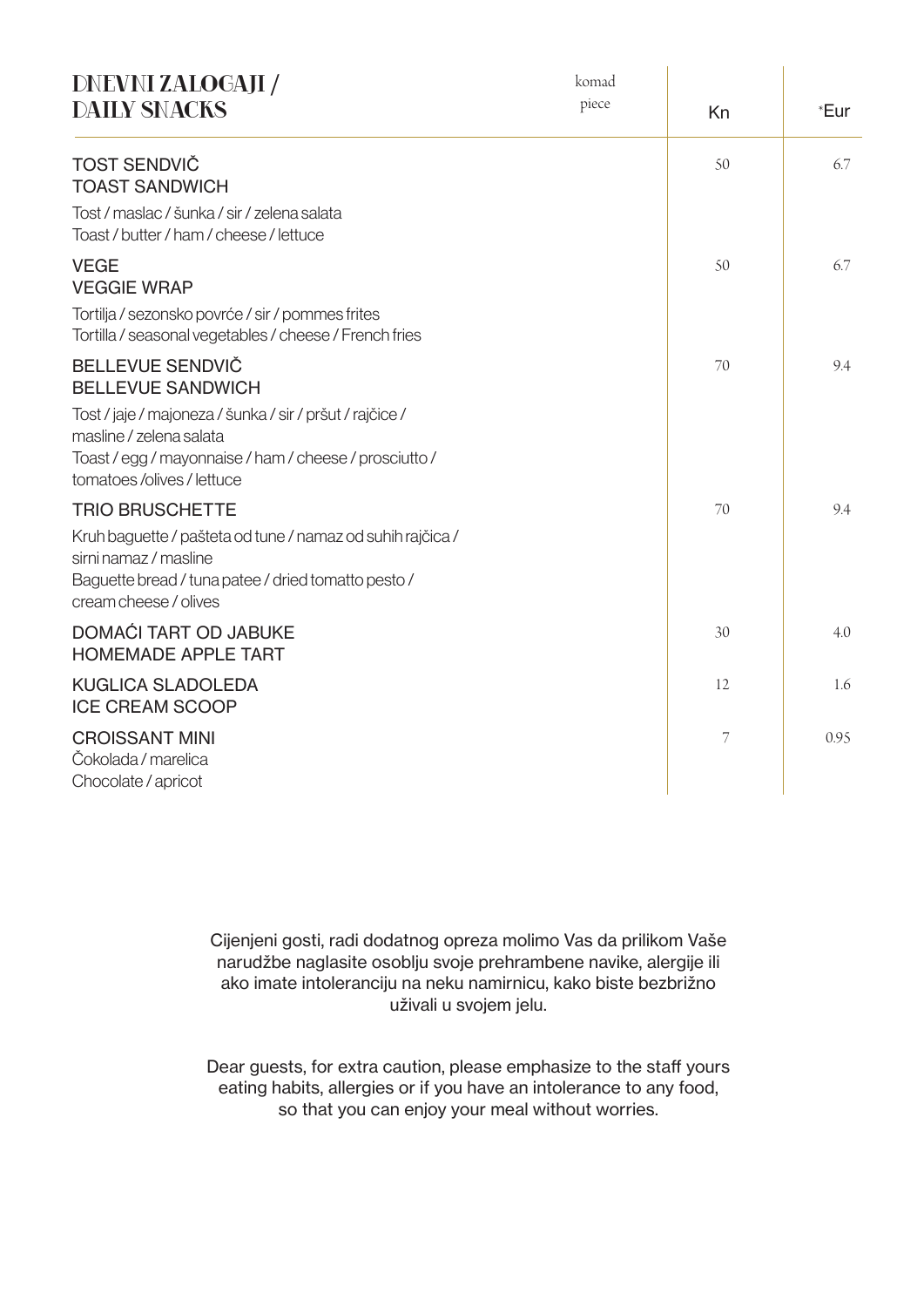## DNEVNI ZALOGAJI / DAILY SNACKS

| | komad / piece | Kn | *Eur |
|---|---|---|---|
| **TOST SENDVIČ**<br>**TOAST SANDWICH**<br>Tost / maslac / šunka / sir / zelena salata<br>Toast / butter / ham / cheese / lettuce | | 50 | 6.7 |
| **VEGE**<br>**VEGGIE WRAP**<br>Tortilja / sezonsko povrće / sir / pommes frites<br>Tortilla / seasonal vegetables / cheese / French fries | | 50 | 6.7 |
| **BELLEVUE SENDVIČ**<br>**BELLEVUE SANDWICH**<br>Tost / jaje / majoneza / šunka / sir / pršut / rajčice / masline / zelena salata<br>Toast / egg / mayonnaise / ham / cheese / prosciutto / tomatoes /olives / lettuce | | 70 | 9.4 |
| **TRIO BRUSCHETTE**<br>Kruh baguette / pašteta od tune / namaz od suhih rajčica / sirni namaz / masline<br>Baguette bread / tuna patee / dried tomatto pesto / cream cheese / olives | | 70 | 9.4 |
| **DOMAĆI TART OD JABUKE**<br>**HOMEMADE APPLE TART** | | 30 | 4.0 |
| **KUGLICA SLADOLEDA**<br>**ICE CREAM SCOOP** | | 12 | 1.6 |
| **CROISSANT MINI**<br>Čokolada / marelica<br>Chocolate / apricot | | 7 | 0.95 |

Cijenjeni gosti, radi dodatnog opreza molimo Vas da prilikom Vaše narudžbe naglasite osoblju svoje prehrambene navike, alergije ili ako imate intoleranciju na neku namirnicu, kako biste bezbrižno uživali u svojem jelu.

Dear guests, for extra caution, please emphasize to the staff yours eating habits, allergies or if you have an intolerance to any food, so that you can enjoy your meal without worries.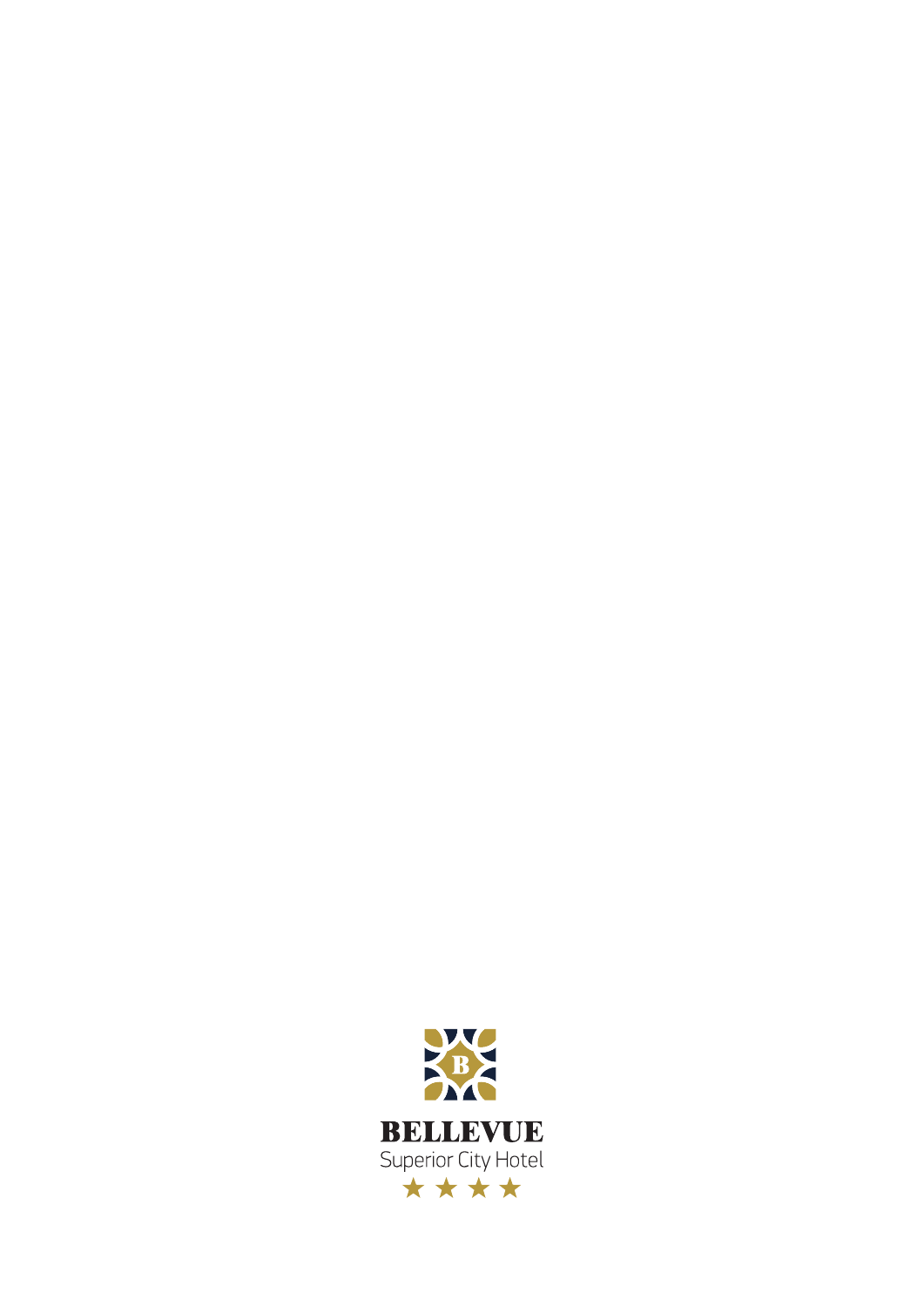**BELLEVUE**

Superior City Hotel

★ ★ ★ ★